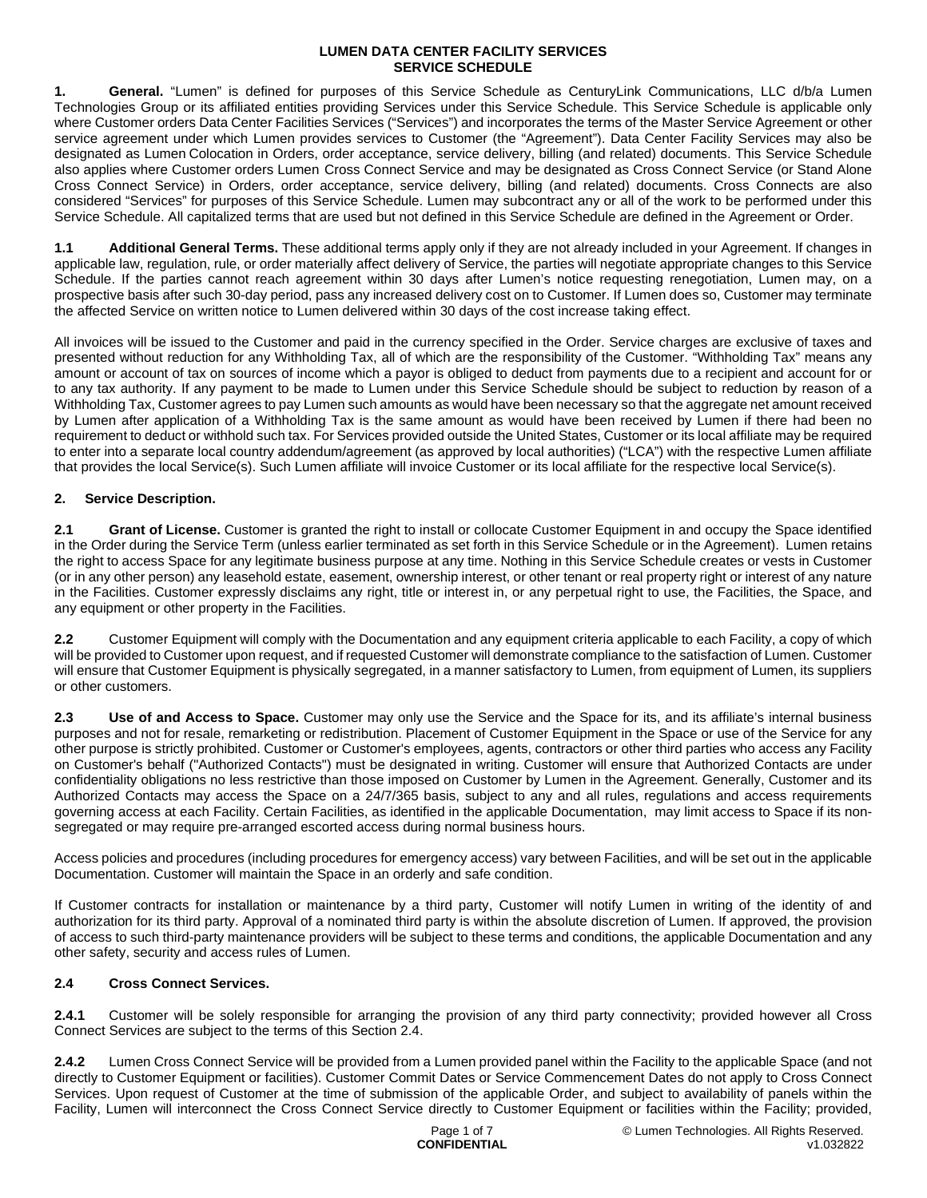# LUMEN DATA CENTER FACILITY SERVICES SERVICE SCHEDULE

**1. General.** "Lumen" is defined for purposes of this Service Schedule as CenturyLink Communications, LLC d/b/a Lumen Technologies Group or its affiliated entities providing Services under this Service Schedule. This Service Schedule is applicable only where Customer orders Data Center Facilities Services ("Services") and incorporates the terms of the Master Service Agreement or other service agreement under which Lumen provides services to Customer (the "Agreement"). Data Center Facility Services may also be designated as Lumen Colocation in Orders, order acceptance, service delivery, billing (and related) documents. This Service Schedule also applies where Customer orders Lumen Cross Connect Service and may be designated as Cross Connect Service (or Stand Alone Cross Connect Service) in Orders, order acceptance, service delivery, billing (and related) documents. Cross Connects are also considered "Services" for purposes of this Service Schedule. Lumen may subcontract any or all of the work to be performed under this Service Schedule. All capitalized terms that are used but not defined in this Service Schedule are defined in the Agreement or Order.

**1.1 Additional General Terms.** These additional terms apply only if they are not already included in your Agreement. If changes in applicable law, regulation, rule, or order materially affect delivery of Service, the parties will negotiate appropriate changes to this Service Schedule. If the parties cannot reach agreement within 30 days after Lumen's notice requesting renegotiation, Lumen may, on a prospective basis after such 30-day period, pass any increased delivery cost on to Customer. If Lumen does so, Customer may terminate the affected Service on written notice to Lumen delivered within 30 days of the cost increase taking effect.

All invoices will be issued to the Customer and paid in the currency specified in the Order. Service charges are exclusive of taxes and presented without reduction for any Withholding Tax, all of which are the responsibility of the Customer. "Withholding Tax" means any amount or account of tax on sources of income which a payor is obliged to deduct from payments due to a recipient and account for or to any tax authority. If any payment to be made to Lumen under this Service Schedule should be subject to reduction by reason of a Withholding Tax, Customer agrees to pay Lumen such amounts as would have been necessary so that the aggregate net amount received by Lumen after application of a Withholding Tax is the same amount as would have been received by Lumen if there had been no requirement to deduct or withhold such tax. For Services provided outside the United States, Customer or its local affiliate may be required to enter into a separate local country addendum/agreement (as approved by local authorities) ("LCA") with the respective Lumen affiliate that provides the local Service(s). Such Lumen affiliate will invoice Customer or its local affiliate for the respective local Service(s).

## 2. Service Description.

**2.1 Grant of License.** Customer is granted the right to install or collocate Customer Equipment in and occupy the Space identified in the Order during the Service Term (unless earlier terminated as set forth in this Service Schedule or in the Agreement). Lumen retains the right to access Space for any legitimate business purpose at any time. Nothing in this Service Schedule creates or vests in Customer (or in any other person) any leasehold estate, easement, ownership interest, or other tenant or real property right or interest of any nature in the Facilities. Customer expressly disclaims any right, title or interest in, or any perpetual right to use, the Facilities, the Space, and any equipment or other property in the Facilities.

**2.2** Customer Equipment will comply with the Documentation and any equipment criteria applicable to each Facility, a copy of which will be provided to Customer upon request, and if requested Customer will demonstrate compliance to the satisfaction of Lumen. Customer will ensure that Customer Equipment is physically segregated, in a manner satisfactory to Lumen, from equipment of Lumen, its suppliers or other customers.

**2.3 Use of and Access to Space.** Customer may only use the Service and the Space for its, and its affiliate's internal business purposes and not for resale, remarketing or redistribution. Placement of Customer Equipment in the Space or use of the Service for any other purpose is strictly prohibited. Customer or Customer's employees, agents, contractors or other third parties who access any Facility on Customer's behalf ("Authorized Contacts") must be designated in writing. Customer will ensure that Authorized Contacts are under confidentiality obligations no less restrictive than those imposed on Customer by Lumen in the Agreement. Generally, Customer and its Authorized Contacts may access the Space on a 24/7/365 basis, subject to any and all rules, regulations and access requirements governing access at each Facility. Certain Facilities, as identified in the applicable Documentation, may limit access to Space if its non-segregated or may require pre-arranged escorted access during normal business hours.

Access policies and procedures (including procedures for emergency access) vary between Facilities, and will be set out in the applicable Documentation. Customer will maintain the Space in an orderly and safe condition.

If Customer contracts for installation or maintenance by a third party, Customer will notify Lumen in writing of the identity of and authorization for its third party. Approval of a nominated third party is within the absolute discretion of Lumen. If approved, the provision of access to such third-party maintenance providers will be subject to these terms and conditions, the applicable Documentation and any other safety, security and access rules of Lumen.

### 2.4 Cross Connect Services.

**2.4.1** Customer will be solely responsible for arranging the provision of any third party connectivity; provided however all Cross Connect Services are subject to the terms of this Section 2.4.

**2.4.2** Lumen Cross Connect Service will be provided from a Lumen provided panel within the Facility to the applicable Space (and not directly to Customer Equipment or facilities). Customer Commit Dates or Service Commencement Dates do not apply to Cross Connect Services. Upon request of Customer at the time of submission of the applicable Order, and subject to availability of panels within the Facility, Lumen will interconnect the Cross Connect Service directly to Customer Equipment or facilities within the Facility; provided,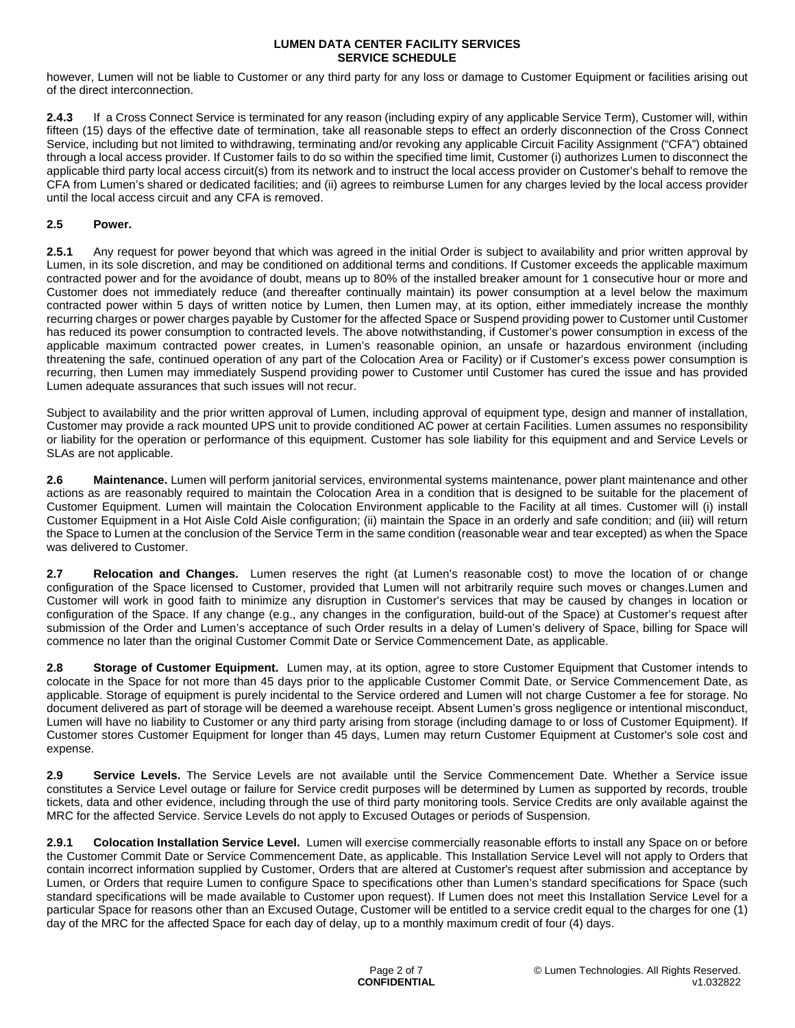however, Lumen will not be liable to Customer or any third party for any loss or damage to Customer Equipment or facilities arising out of the direct interconnection.

**2.4.3** If a Cross Connect Service is terminated for any reason (including expiry of any applicable Service Term), Customer will, within fifteen (15) days of the effective date of termination, take all reasonable steps to effect an orderly disconnection of the Cross Connect Service, including but not limited to withdrawing, terminating and/or revoking any applicable Circuit Facility Assignment ("CFA") obtained through a local access provider. If Customer fails to do so within the specified time limit, Customer (i) authorizes Lumen to disconnect the applicable third party local access circuit(s) from its network and to instruct the local access provider on Customer's behalf to remove the CFA from Lumen's shared or dedicated facilities; and (ii) agrees to reimburse Lumen for any charges levied by the local access provider until the local access circuit and any CFA is removed.

**2.5 Power.**

**2.5.1** Any request for power beyond that which was agreed in the initial Order is subject to availability and prior written approval by Lumen, in its sole discretion, and may be conditioned on additional terms and conditions. If Customer exceeds the applicable maximum contracted power and for the avoidance of doubt, means up to 80% of the installed breaker amount for 1 consecutive hour or more and Customer does not immediately reduce (and thereafter continually maintain) its power consumption at a level below the maximum contracted power within 5 days of written notice by Lumen, then Lumen may, at its option, either immediately increase the monthly recurring charges or power charges payable by Customer for the affected Space or Suspend providing power to Customer until Customer has reduced its power consumption to contracted levels. The above notwithstanding, if Customer's power consumption in excess of the applicable maximum contracted power creates, in Lumen's reasonable opinion, an unsafe or hazardous environment (including threatening the safe, continued operation of any part of the Colocation Area or Facility) or if Customer's excess power consumption is recurring, then Lumen may immediately Suspend providing power to Customer until Customer has cured the issue and has provided Lumen adequate assurances that such issues will not recur.

Subject to availability and the prior written approval of Lumen, including approval of equipment type, design and manner of installation, Customer may provide a rack mounted UPS unit to provide conditioned AC power at certain Facilities. Lumen assumes no responsibility or liability for the operation or performance of this equipment. Customer has sole liability for this equipment and Service Levels or SLAs are not applicable.

**2.6 Maintenance.** Lumen will perform janitorial services, environmental systems maintenance, power plant maintenance and other actions as are reasonably required to maintain the Colocation Area in a condition that is designed to be suitable for the placement of Customer Equipment. Lumen will maintain the Colocation Environment applicable to the Facility at all times. Customer will (i) install Customer Equipment in a Hot Aisle Cold Aisle configuration; (ii) maintain the Space in an orderly and safe condition; and (iii) will return the Space to Lumen at the conclusion of the Service Term in the same condition (reasonable wear and tear excepted) as when the Space was delivered to Customer.

**2.7 Relocation and Changes.** Lumen reserves the right (at Lumen's reasonable cost) to move the location of or change configuration of the Space licensed to Customer, provided that Lumen will not arbitrarily require such moves or changes.Lumen and Customer will work in good faith to minimize any disruption in Customer's services that may be caused by changes in location or configuration of the Space. If any change (e.g., any changes in the configuration, build-out of the Space) at Customer's request after submission of the Order and Lumen's acceptance of such Order results in a delay of Lumen's delivery of Space, billing for Space will commence no later than the original Customer Commit Date or Service Commencement Date, as applicable.

**2.8 Storage of Customer Equipment.** Lumen may, at its option, agree to store Customer Equipment that Customer intends to colocate in the Space for not more than 45 days prior to the applicable Customer Commit Date, or Service Commencement Date, as applicable. Storage of equipment is purely incidental to the Service ordered and Lumen will not charge Customer a fee for storage. No document delivered as part of storage will be deemed a warehouse receipt. Absent Lumen's gross negligence or intentional misconduct, Lumen will have no liability to Customer or any third party arising from storage (including damage to or loss of Customer Equipment). If Customer stores Customer Equipment for longer than 45 days, Lumen may return Customer Equipment at Customer's sole cost and expense.

**2.9 Service Levels.** The Service Levels are not available until the Service Commencement Date. Whether a Service issue constitutes a Service Level outage or failure for Service credit purposes will be determined by Lumen as supported by records, trouble tickets, data and other evidence, including through the use of third party monitoring tools. Service Credits are only available against the MRC for the affected Service. Service Levels do not apply to Excused Outages or periods of Suspension.

**2.9.1 Colocation Installation Service Level.** Lumen will exercise commercially reasonable efforts to install any Space on or before the Customer Commit Date or Service Commencement Date, as applicable. This Installation Service Level will not apply to Orders that contain incorrect information supplied by Customer, Orders that are altered at Customer's request after submission and acceptance by Lumen, or Orders that require Lumen to configure Space to specifications other than Lumen's standard specifications for Space (such standard specifications will be made available to Customer upon request). If Lumen does not meet this Installation Service Level for a particular Space for reasons other than an Excused Outage, Customer will be entitled to a service credit equal to the charges for one (1) day of the MRC for the affected Space for each day of delay, up to a monthly maximum credit of four (4) days.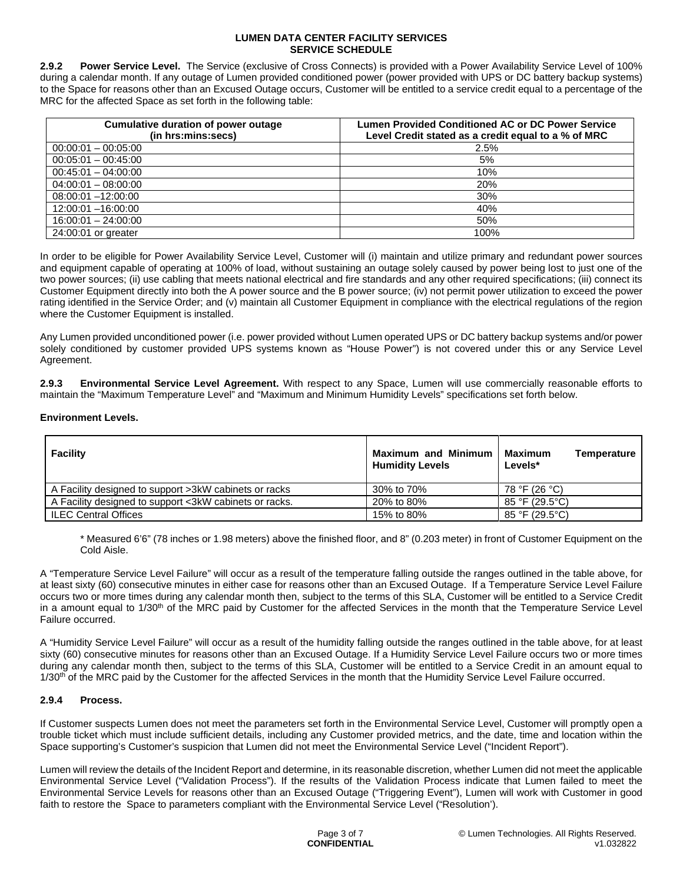**2.9.2 Power Service Level.** The Service (exclusive of Cross Connects) is provided with a Power Availability Service Level of 100% during a calendar month. If any outage of Lumen provided conditioned power (power provided with UPS or DC battery backup systems) to the Space for reasons other than an Excused Outage occurs, Customer will be entitled to a service credit equal to a percentage of the MRC for the affected Space as set forth in the following table:

| Cumulative duration of power outage (in hrs:mins:secs) | Lumen Provided Conditioned AC or DC Power Service Level Credit stated as a credit equal to a % of MRC |
|---|---|
| 00:00:01 – 00:05:00 | 2.5% |
| 00:05:01 – 00:45:00 | 5% |
| 00:45:01 – 04:00:00 | 10% |
| 04:00:01 – 08:00:00 | 20% |
| 08:00:01 –12:00:00 | 30% |
| 12:00:01 –16:00:00 | 40% |
| 16:00:01 – 24:00:00 | 50% |
| 24:00:01 or greater | 100% |

In order to be eligible for Power Availability Service Level, Customer will (i) maintain and utilize primary and redundant power sources and equipment capable of operating at 100% of load, without sustaining an outage solely caused by power being lost to just one of the two power sources; (ii) use cabling that meets national electrical and fire standards and any other required specifications; (iii) connect its Customer Equipment directly into both the A power source and the B power source; (iv) not permit power utilization to exceed the power rating identified in the Service Order; and (v) maintain all Customer Equipment in compliance with the electrical regulations of the region where the Customer Equipment is installed.

Any Lumen provided unconditioned power (i.e. power provided without Lumen operated UPS or DC battery backup systems and/or power solely conditioned by customer provided UPS systems known as "House Power") is not covered under this or any Service Level Agreement.

**2.9.3 Environmental Service Level Agreement.** With respect to any Space, Lumen will use commercially reasonable efforts to maintain the "Maximum Temperature Level" and "Maximum and Minimum Humidity Levels" specifications set forth below.

**Environment Levels.**

| Facility | Maximum and Minimum Humidity Levels | Maximum Temperature Levels* |
|---|---|---|
| A Facility designed to support >3kW cabinets or racks | 30% to 70% | 78 °F (26 °C) |
| A Facility designed to support <3kW cabinets or racks. | 20% to 80% | 85 °F (29.5°C) |
| ILEC Central Offices | 15% to 80% | 85 °F (29.5°C) |

\* Measured 6'6" (78 inches or 1.98 meters) above the finished floor, and 8" (0.203 meter) in front of Customer Equipment on the Cold Aisle.

A "Temperature Service Level Failure" will occur as a result of the temperature falling outside the ranges outlined in the table above, for at least sixty (60) consecutive minutes in either case for reasons other than an Excused Outage. If a Temperature Service Level Failure occurs two or more times during any calendar month then, subject to the terms of this SLA, Customer will be entitled to a Service Credit in a amount equal to 1/30th of the MRC paid by Customer for the affected Services in the month that the Temperature Service Level Failure occurred.

A "Humidity Service Level Failure" will occur as a result of the humidity falling outside the ranges outlined in the table above, for at least sixty (60) consecutive minutes for reasons other than an Excused Outage. If a Humidity Service Level Failure occurs two or more times during any calendar month then, subject to the terms of this SLA, Customer will be entitled to a Service Credit in an amount equal to 1/30th of the MRC paid by the Customer for the affected Services in the month that the Humidity Service Level Failure occurred.

**2.9.4 Process.**

If Customer suspects Lumen does not meet the parameters set forth in the Environmental Service Level, Customer will promptly open a trouble ticket which must include sufficient details, including any Customer provided metrics, and the date, time and location within the Space supporting's Customer's suspicion that Lumen did not meet the Environmental Service Level ("Incident Report").

Lumen will review the details of the Incident Report and determine, in its reasonable discretion, whether Lumen did not meet the applicable Environmental Service Level ("Validation Process"). If the results of the Validation Process indicate that Lumen failed to meet the Environmental Service Levels for reasons other than an Excused Outage ("Triggering Event"), Lumen will work with Customer in good faith to restore the Space to parameters compliant with the Environmental Service Level ("Resolution').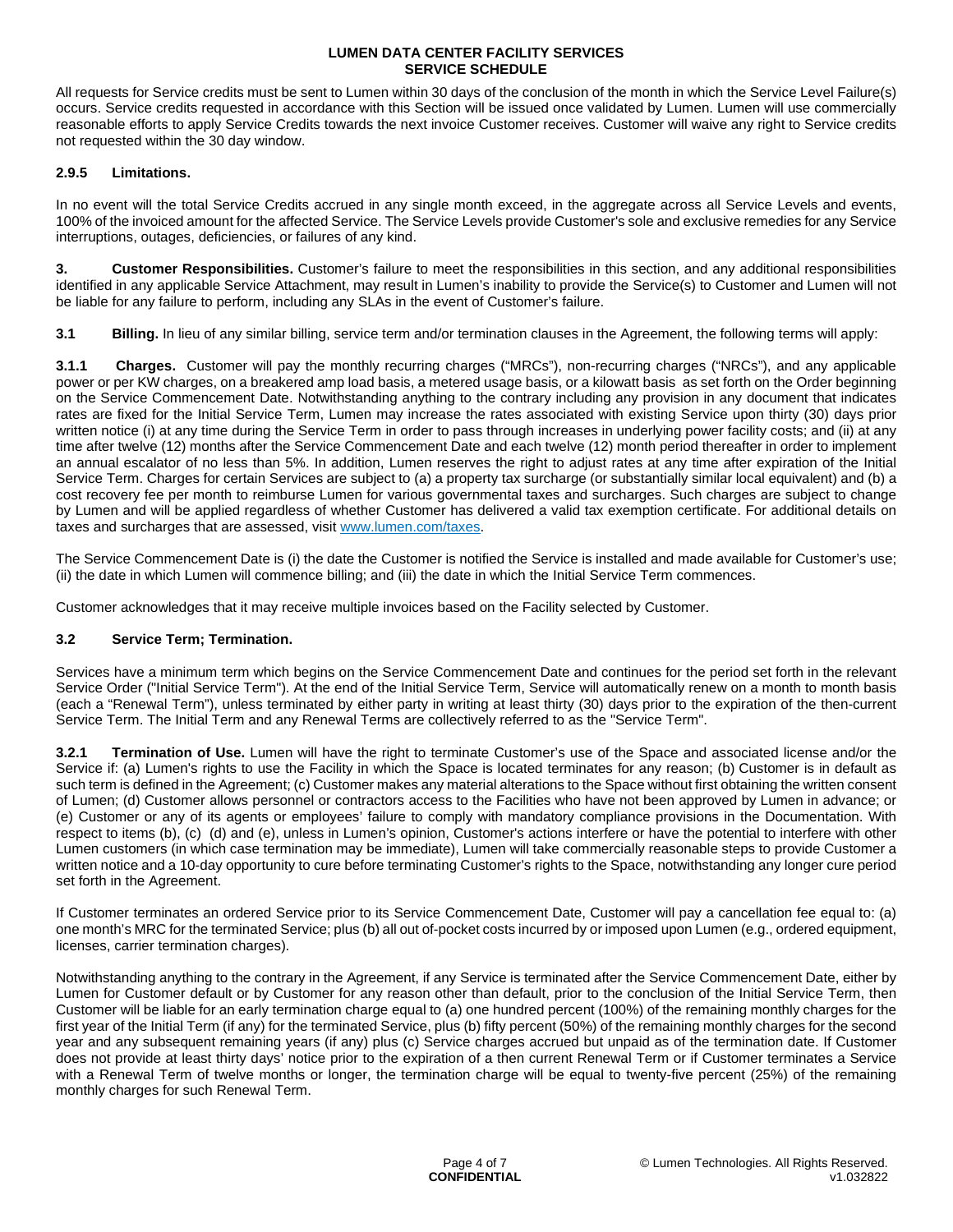All requests for Service credits must be sent to Lumen within 30 days of the conclusion of the month in which the Service Level Failure(s) occurs. Service credits requested in accordance with this Section will be issued once validated by Lumen. Lumen will use commercially reasonable efforts to apply Service Credits towards the next invoice Customer receives. Customer will waive any right to Service credits not requested within the 30 day window.

**2.9.5 Limitations.**

In no event will the total Service Credits accrued in any single month exceed, in the aggregate across all Service Levels and events, 100% of the invoiced amount for the affected Service. The Service Levels provide Customer's sole and exclusive remedies for any Service interruptions, outages, deficiencies, or failures of any kind.

**3. Customer Responsibilities.** Customer's failure to meet the responsibilities in this section, and any additional responsibilities identified in any applicable Service Attachment, may result in Lumen's inability to provide the Service(s) to Customer and Lumen will not be liable for any failure to perform, including any SLAs in the event of Customer's failure.

**3.1 Billing.** In lieu of any similar billing, service term and/or termination clauses in the Agreement, the following terms will apply:

**3.1.1 Charges.** Customer will pay the monthly recurring charges ("MRCs"), non-recurring charges ("NRCs"), and any applicable power or per KW charges, on a breakered amp load basis, a metered usage basis, or a kilowatt basis as set forth on the Order beginning on the Service Commencement Date. Notwithstanding anything to the contrary including any provision in any document that indicates rates are fixed for the Initial Service Term, Lumen may increase the rates associated with existing Service upon thirty (30) days prior written notice (i) at any time during the Service Term in order to pass through increases in underlying power facility costs; and (ii) at any time after twelve (12) months after the Service Commencement Date and each twelve (12) month period thereafter in order to implement an annual escalator of no less than 5%. In addition, Lumen reserves the right to adjust rates at any time after expiration of the Initial Service Term. Charges for certain Services are subject to (a) a property tax surcharge (or substantially similar local equivalent) and (b) a cost recovery fee per month to reimburse Lumen for various governmental taxes and surcharges. Such charges are subject to change by Lumen and will be applied regardless of whether Customer has delivered a valid tax exemption certificate. For additional details on taxes and surcharges that are assessed, visit www.lumen.com/taxes.

The Service Commencement Date is (i) the date the Customer is notified the Service is installed and made available for Customer's use; (ii) the date in which Lumen will commence billing; and (iii) the date in which the Initial Service Term commences.

Customer acknowledges that it may receive multiple invoices based on the Facility selected by Customer.

**3.2 Service Term; Termination.**

Services have a minimum term which begins on the Service Commencement Date and continues for the period set forth in the relevant Service Order ("Initial Service Term"). At the end of the Initial Service Term, Service will automatically renew on a month to month basis (each a "Renewal Term"), unless terminated by either party in writing at least thirty (30) days prior to the expiration of the then-current Service Term. The Initial Term and any Renewal Terms are collectively referred to as the "Service Term".

**3.2.1 Termination of Use.** Lumen will have the right to terminate Customer's use of the Space and associated license and/or the Service if: (a) Lumen's rights to use the Facility in which the Space is located terminates for any reason; (b) Customer is in default as such term is defined in the Agreement; (c) Customer makes any material alterations to the Space without first obtaining the written consent of Lumen; (d) Customer allows personnel or contractors access to the Facilities who have not been approved by Lumen in advance; or (e) Customer or any of its agents or employees' failure to comply with mandatory compliance provisions in the Documentation. With respect to items (b), (c) (d) and (e), unless in Lumen's opinion, Customer's actions interfere or have the potential to interfere with other Lumen customers (in which case termination may be immediate), Lumen will take commercially reasonable steps to provide Customer a written notice and a 10-day opportunity to cure before terminating Customer's rights to the Space, notwithstanding any longer cure period set forth in the Agreement.

If Customer terminates an ordered Service prior to its Service Commencement Date, Customer will pay a cancellation fee equal to: (a) one month's MRC for the terminated Service; plus (b) all out of-pocket costs incurred by or imposed upon Lumen (e.g., ordered equipment, licenses, carrier termination charges).

Notwithstanding anything to the contrary in the Agreement, if any Service is terminated after the Service Commencement Date, either by Lumen for Customer default or by Customer for any reason other than default, prior to the conclusion of the Initial Service Term, then Customer will be liable for an early termination charge equal to (a) one hundred percent (100%) of the remaining monthly charges for the first year of the Initial Term (if any) for the terminated Service, plus (b) fifty percent (50%) of the remaining monthly charges for the second year and any subsequent remaining years (if any) plus (c) Service charges accrued but unpaid as of the termination date. If Customer does not provide at least thirty days' notice prior to the expiration of a then current Renewal Term or if Customer terminates a Service with a Renewal Term of twelve months or longer, the termination charge will be equal to twenty-five percent (25%) of the remaining monthly charges for such Renewal Term.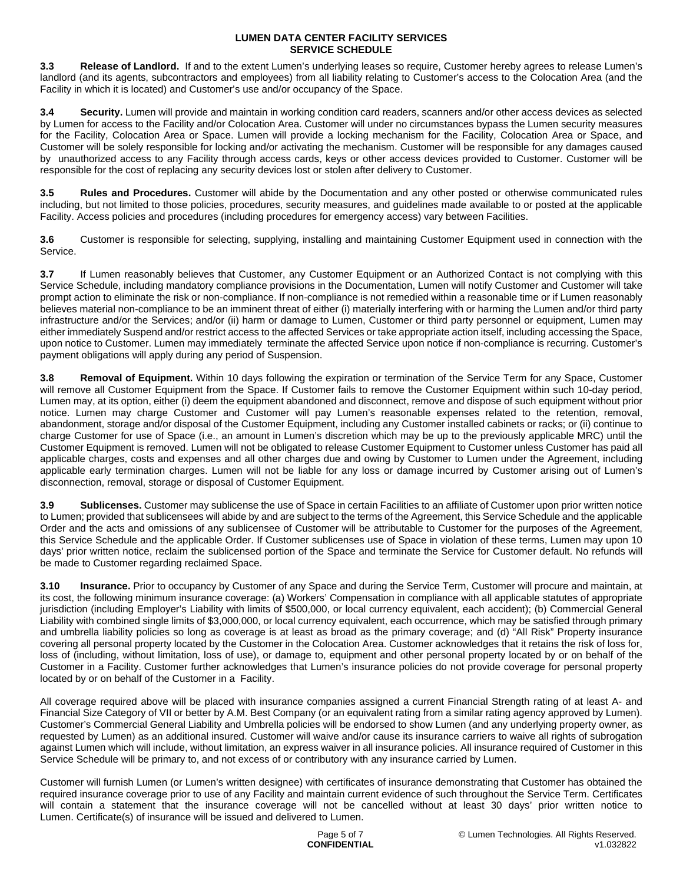**3.3 Release of Landlord.** If and to the extent Lumen's underlying leases so require, Customer hereby agrees to release Lumen's landlord (and its agents, subcontractors and employees) from all liability relating to Customer's access to the Colocation Area (and the Facility in which it is located) and Customer's use and/or occupancy of the Space.

**3.4 Security.** Lumen will provide and maintain in working condition card readers, scanners and/or other access devices as selected by Lumen for access to the Facility and/or Colocation Area. Customer will under no circumstances bypass the Lumen security measures for the Facility, Colocation Area or Space. Lumen will provide a locking mechanism for the Facility, Colocation Area or Space, and Customer will be solely responsible for locking and/or activating the mechanism. Customer will be responsible for any damages caused by unauthorized access to any Facility through access cards, keys or other access devices provided to Customer. Customer will be responsible for the cost of replacing any security devices lost or stolen after delivery to Customer.

**3.5 Rules and Procedures.** Customer will abide by the Documentation and any other posted or otherwise communicated rules including, but not limited to those policies, procedures, security measures, and guidelines made available to or posted at the applicable Facility. Access policies and procedures (including procedures for emergency access) vary between Facilities.

**3.6** Customer is responsible for selecting, supplying, installing and maintaining Customer Equipment used in connection with the Service.

**3.7** If Lumen reasonably believes that Customer, any Customer Equipment or an Authorized Contact is not complying with this Service Schedule, including mandatory compliance provisions in the Documentation, Lumen will notify Customer and Customer will take prompt action to eliminate the risk or non-compliance. If non-compliance is not remedied within a reasonable time or if Lumen reasonably believes material non-compliance to be an imminent threat of either (i) materially interfering with or harming the Lumen and/or third party infrastructure and/or the Services; and/or (ii) harm or damage to Lumen, Customer or third party personnel or equipment, Lumen may either immediately Suspend and/or restrict access to the affected Services or take appropriate action itself, including accessing the Space, upon notice to Customer. Lumen may immediately terminate the affected Service upon notice if non-compliance is recurring. Customer's payment obligations will apply during any period of Suspension.

**3.8 Removal of Equipment.** Within 10 days following the expiration or termination of the Service Term for any Space, Customer will remove all Customer Equipment from the Space. If Customer fails to remove the Customer Equipment within such 10-day period, Lumen may, at its option, either (i) deem the equipment abandoned and disconnect, remove and dispose of such equipment without prior notice. Lumen may charge Customer and Customer will pay Lumen's reasonable expenses related to the retention, removal, abandonment, storage and/or disposal of the Customer Equipment, including any Customer installed cabinets or racks; or (ii) continue to charge Customer for use of Space (i.e., an amount in Lumen's discretion which may be up to the previously applicable MRC) until the Customer Equipment is removed. Lumen will not be obligated to release Customer Equipment to Customer unless Customer has paid all applicable charges, costs and expenses and all other charges due and owing by Customer to Lumen under the Agreement, including applicable early termination charges. Lumen will not be liable for any loss or damage incurred by Customer arising out of Lumen's disconnection, removal, storage or disposal of Customer Equipment.

**3.9 Sublicenses.** Customer may sublicense the use of Space in certain Facilities to an affiliate of Customer upon prior written notice to Lumen; provided that sublicensees will abide by and are subject to the terms of the Agreement, this Service Schedule and the applicable Order and the acts and omissions of any sublicensee of Customer will be attributable to Customer for the purposes of the Agreement, this Service Schedule and the applicable Order. If Customer sublicenses use of Space in violation of these terms, Lumen may upon 10 days' prior written notice, reclaim the sublicensed portion of the Space and terminate the Service for Customer default. No refunds will be made to Customer regarding reclaimed Space.

**3.10 Insurance.** Prior to occupancy by Customer of any Space and during the Service Term, Customer will procure and maintain, at its cost, the following minimum insurance coverage: (a) Workers' Compensation in compliance with all applicable statutes of appropriate jurisdiction (including Employer's Liability with limits of $500,000, or local currency equivalent, each accident); (b) Commercial General Liability with combined single limits of $3,000,000, or local currency equivalent, each occurrence, which may be satisfied through primary and umbrella liability policies so long as coverage is at least as broad as the primary coverage; and (d) "All Risk" Property insurance covering all personal property located by the Customer in the Colocation Area. Customer acknowledges that it retains the risk of loss for, loss of (including, without limitation, loss of use), or damage to, equipment and other personal property located by or on behalf of the Customer in a Facility. Customer further acknowledges that Lumen's insurance policies do not provide coverage for personal property located by or on behalf of the Customer in a Facility.

All coverage required above will be placed with insurance companies assigned a current Financial Strength rating of at least A- and Financial Size Category of VII or better by A.M. Best Company (or an equivalent rating from a similar rating agency approved by Lumen). Customer's Commercial General Liability and Umbrella policies will be endorsed to show Lumen (and any underlying property owner, as requested by Lumen) as an additional insured. Customer will waive and/or cause its insurance carriers to waive all rights of subrogation against Lumen which will include, without limitation, an express waiver in all insurance policies. All insurance required of Customer in this Service Schedule will be primary to, and not excess of or contributory with any insurance carried by Lumen.

Customer will furnish Lumen (or Lumen's written designee) with certificates of insurance demonstrating that Customer has obtained the required insurance coverage prior to use of any Facility and maintain current evidence of such throughout the Service Term. Certificates will contain a statement that the insurance coverage will not be cancelled without at least 30 days' prior written notice to Lumen. Certificate(s) of insurance will be issued and delivered to Lumen.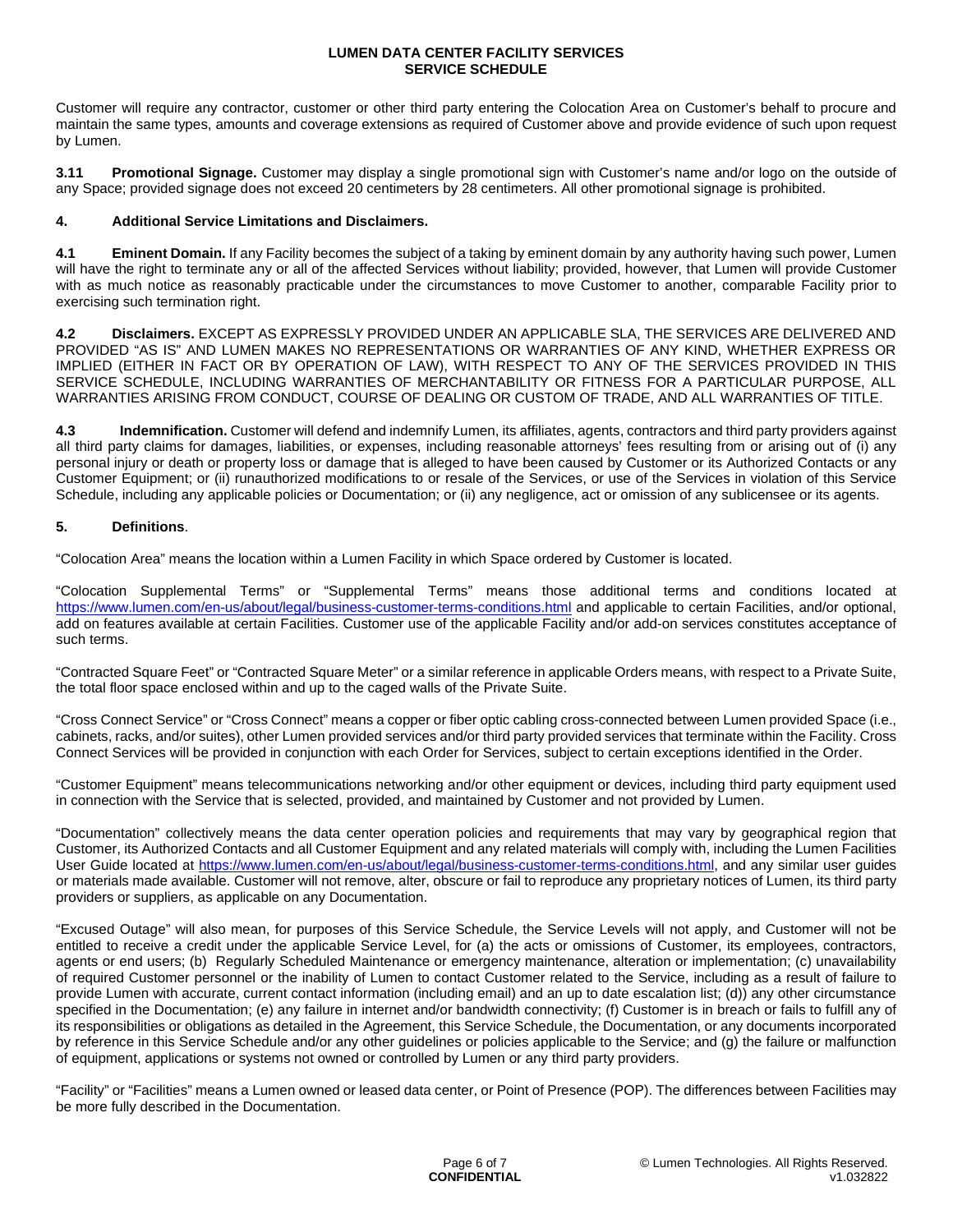Customer will require any contractor, customer or other third party entering the Colocation Area on Customer's behalf to procure and maintain the same types, amounts and coverage extensions as required of Customer above and provide evidence of such upon request by Lumen.

**3.11 Promotional Signage.** Customer may display a single promotional sign with Customer's name and/or logo on the outside of any Space; provided signage does not exceed 20 centimeters by 28 centimeters. All other promotional signage is prohibited.

## 4. Additional Service Limitations and Disclaimers.

**4.1 Eminent Domain.** If any Facility becomes the subject of a taking by eminent domain by any authority having such power, Lumen will have the right to terminate any or all of the affected Services without liability; provided, however, that Lumen will provide Customer with as much notice as reasonably practicable under the circumstances to move Customer to another, comparable Facility prior to exercising such termination right.

**4.2 Disclaimers.** EXCEPT AS EXPRESSLY PROVIDED UNDER AN APPLICABLE SLA, THE SERVICES ARE DELIVERED AND PROVIDED "AS IS" AND LUMEN MAKES NO REPRESENTATIONS OR WARRANTIES OF ANY KIND, WHETHER EXPRESS OR IMPLIED (EITHER IN FACT OR BY OPERATION OF LAW), WITH RESPECT TO ANY OF THE SERVICES PROVIDED IN THIS SERVICE SCHEDULE, INCLUDING WARRANTIES OF MERCHANTABILITY OR FITNESS FOR A PARTICULAR PURPOSE, ALL WARRANTIES ARISING FROM CONDUCT, COURSE OF DEALING OR CUSTOM OF TRADE, AND ALL WARRANTIES OF TITLE.

**4.3 Indemnification.** Customer will defend and indemnify Lumen, its affiliates, agents, contractors and third party providers against all third party claims for damages, liabilities, or expenses, including reasonable attorneys' fees resulting from or arising out of (i) any personal injury or death or property loss or damage that is alleged to have been caused by Customer or its Authorized Contacts or any Customer Equipment; or (ii) runauthorized modifications to or resale of the Services, or use of the Services in violation of this Service Schedule, including any applicable policies or Documentation; or (ii) any negligence, act or omission of any sublicensee or its agents.

## 5. Definitions.

"Colocation Area" means the location within a Lumen Facility in which Space ordered by Customer is located.

"Colocation Supplemental Terms" or "Supplemental Terms" means those additional terms and conditions located at https://www.lumen.com/en-us/about/legal/business-customer-terms-conditions.html and applicable to certain Facilities, and/or optional, add on features available at certain Facilities. Customer use of the applicable Facility and/or add-on services constitutes acceptance of such terms.

"Contracted Square Feet" or "Contracted Square Meter" or a similar reference in applicable Orders means, with respect to a Private Suite, the total floor space enclosed within and up to the caged walls of the Private Suite.

"Cross Connect Service" or "Cross Connect" means a copper or fiber optic cabling cross-connected between Lumen provided Space (i.e., cabinets, racks, and/or suites), other Lumen provided services and/or third party provided services that terminate within the Facility. Cross Connect Services will be provided in conjunction with each Order for Services, subject to certain exceptions identified in the Order.

"Customer Equipment" means telecommunications networking and/or other equipment or devices, including third party equipment used in connection with the Service that is selected, provided, and maintained by Customer and not provided by Lumen.

"Documentation" collectively means the data center operation policies and requirements that may vary by geographical region that Customer, its Authorized Contacts and all Customer Equipment and any related materials will comply with, including the Lumen Facilities User Guide located at https://www.lumen.com/en-us/about/legal/business-customer-terms-conditions.html, and any similar user guides or materials made available. Customer will not remove, alter, obscure or fail to reproduce any proprietary notices of Lumen, its third party providers or suppliers, as applicable on any Documentation.

"Excused Outage" will also mean, for purposes of this Service Schedule, the Service Levels will not apply, and Customer will not be entitled to receive a credit under the applicable Service Level, for (a) the acts or omissions of Customer, its employees, contractors, agents or end users; (b) Regularly Scheduled Maintenance or emergency maintenance, alteration or implementation; (c) unavailability of required Customer personnel or the inability of Lumen to contact Customer related to the Service, including as a result of failure to provide Lumen with accurate, current contact information (including email) and an up to date escalation list; (d)) any other circumstance specified in the Documentation; (e) any failure in internet and/or bandwidth connectivity; (f) Customer is in breach or fails to fulfill any of its responsibilities or obligations as detailed in the Agreement, this Service Schedule, the Documentation, or any documents incorporated by reference in this Service Schedule and/or any other guidelines or policies applicable to the Service; and (g) the failure or malfunction of equipment, applications or systems not owned or controlled by Lumen or any third party providers.

"Facility" or "Facilities" means a Lumen owned or leased data center, or Point of Presence (POP). The differences between Facilities may be more fully described in the Documentation.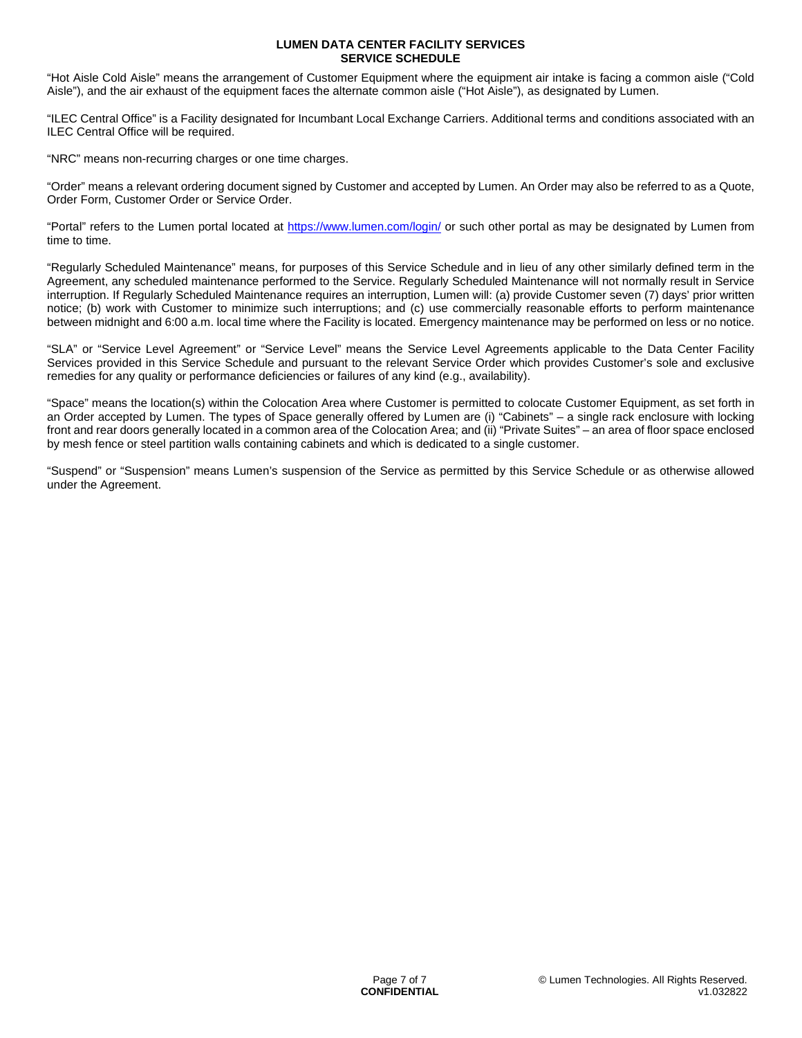"Hot Aisle Cold Aisle" means the arrangement of Customer Equipment where the equipment air intake is facing a common aisle ("Cold Aisle"), and the air exhaust of the equipment faces the alternate common aisle ("Hot Aisle"), as designated by Lumen.

"ILEC Central Office" is a Facility designated for Incumbant Local Exchange Carriers. Additional terms and conditions associated with an ILEC Central Office will be required.

"NRC" means non-recurring charges or one time charges.

"Order" means a relevant ordering document signed by Customer and accepted by Lumen. An Order may also be referred to as a Quote, Order Form, Customer Order or Service Order.

"Portal" refers to the Lumen portal located at https://www.lumen.com/login/ or such other portal as may be designated by Lumen from time to time.

"Regularly Scheduled Maintenance" means, for purposes of this Service Schedule and in lieu of any other similarly defined term in the Agreement, any scheduled maintenance performed to the Service. Regularly Scheduled Maintenance will not normally result in Service interruption. If Regularly Scheduled Maintenance requires an interruption, Lumen will: (a) provide Customer seven (7) days' prior written notice; (b) work with Customer to minimize such interruptions; and (c) use commercially reasonable efforts to perform maintenance between midnight and 6:00 a.m. local time where the Facility is located. Emergency maintenance may be performed on less or no notice.

"SLA" or "Service Level Agreement" or "Service Level" means the Service Level Agreements applicable to the Data Center Facility Services provided in this Service Schedule and pursuant to the relevant Service Order which provides Customer's sole and exclusive remedies for any quality or performance deficiencies or failures of any kind (e.g., availability).

"Space" means the location(s) within the Colocation Area where Customer is permitted to colocate Customer Equipment, as set forth in an Order accepted by Lumen. The types of Space generally offered by Lumen are (i) "Cabinets" – a single rack enclosure with locking front and rear doors generally located in a common area of the Colocation Area; and (ii) "Private Suites" – an area of floor space enclosed by mesh fence or steel partition walls containing cabinets and which is dedicated to a single customer.

"Suspend" or "Suspension" means Lumen's suspension of the Service as permitted by this Service Schedule or as otherwise allowed under the Agreement.